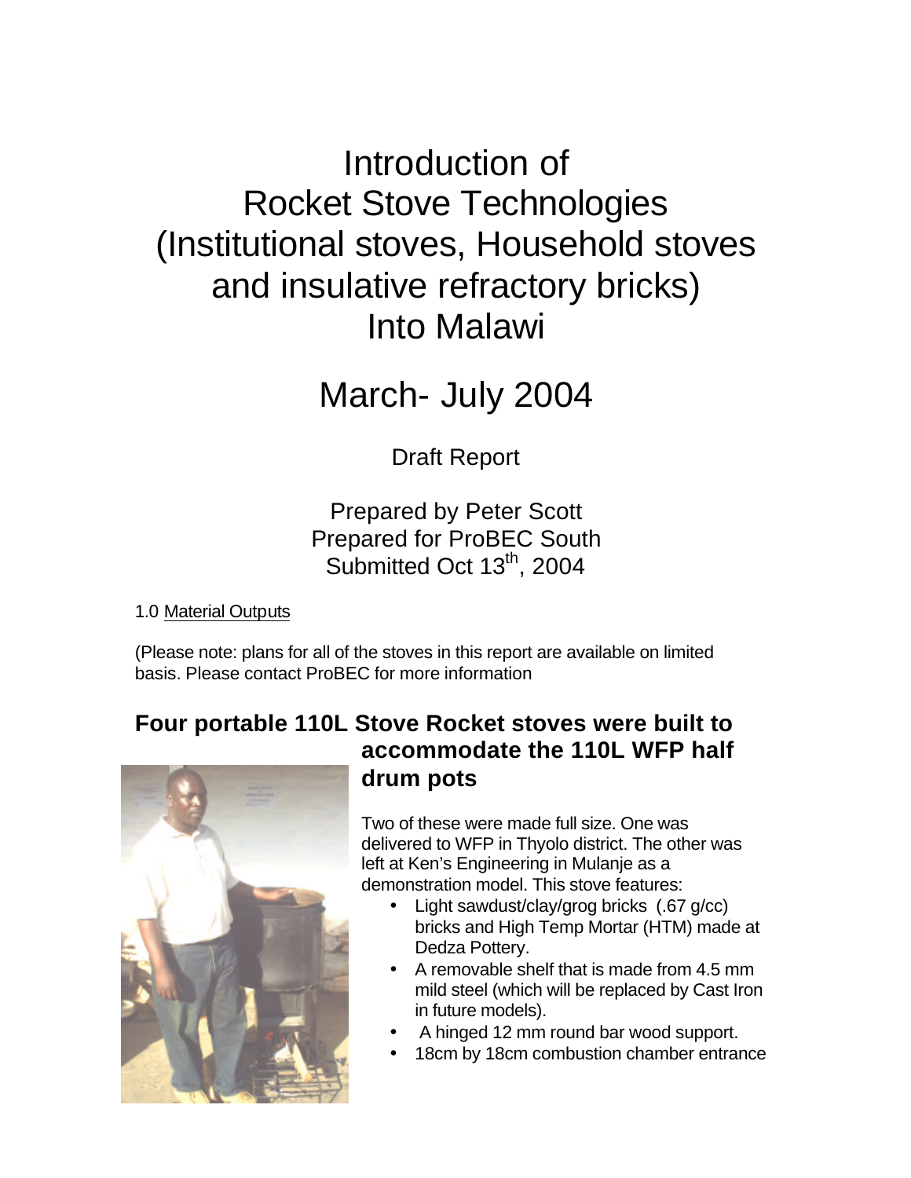# Introduction of Rocket Stove Technologies (Institutional stoves, Household stoves and insulative refractory bricks) Into Malawi

## March- July 2004

Draft Report

Prepared by Peter Scott
Prepared for ProBEC South
Submitted Oct 13th, 2004

1.0 Material Outputs

(Please note: plans for all of the stoves in this report are available on limited basis. Please contact ProBEC for more information

### Four portable 110L Stove Rocket stoves were built to accommodate the 110L WFP half drum pots

Two of these were made full size. One was delivered to WFP in Thyolo district. The other was left at Ken's Engineering in Mulanje as a demonstration model. This stove features:

- Light sawdust/clay/grog bricks (.67 g/cc) bricks and High Temp Mortar (HTM) made at Dedza Pottery.
- A removable shelf that is made from 4.5 mm mild steel (which will be replaced by Cast Iron in future models).
- A hinged 12 mm round bar wood support.
- 18cm by 18cm combustion chamber entrance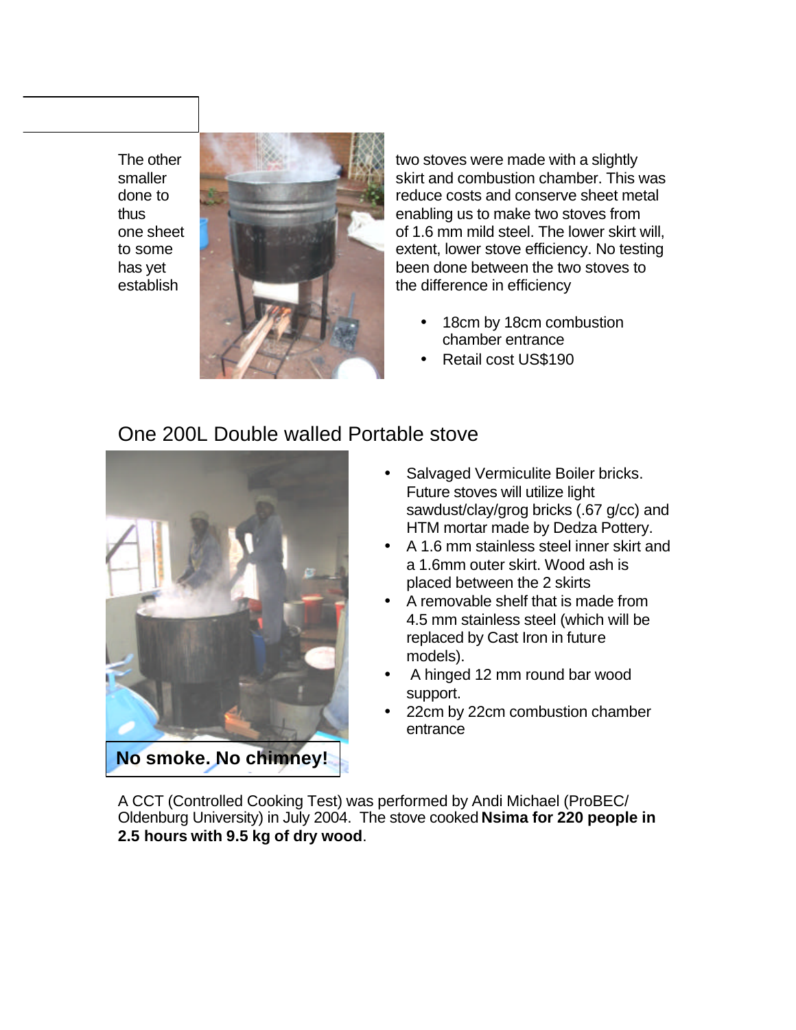The other two stoves were made with a slightly smaller skirt and combustion chamber. This was done to reduce costs and conserve sheet metal thus enabling us to make two stoves from one sheet of 1.6 mm mild steel. The lower skirt will, to some extent, lower stove efficiency. No testing has yet been done between the two stoves to establish the difference in efficiency

- 18cm by 18cm combustion chamber entrance
- Retail cost US$190

## One 200L Double walled Portable stove

- Salvaged Vermiculite Boiler bricks. Future stoves will utilize light sawdust/clay/grog bricks (.67 g/cc) and HTM mortar made by Dedza Pottery.
- A 1.6 mm stainless steel inner skirt and a 1.6mm outer skirt. Wood ash is placed between the 2 skirts
- A removable shelf that is made from 4.5 mm stainless steel (which will be replaced by Cast Iron in future models).
- A hinged 12 mm round bar wood support.
- 22cm by 22cm combustion chamber entrance

**No smoke. No chimney!**

A CCT (Controlled Cooking Test) was performed by Andi Michael (ProBEC/ Oldenburg University) in July 2004. The stove cooked **Nsima for 220 people in 2.5 hours with 9.5 kg of dry wood**.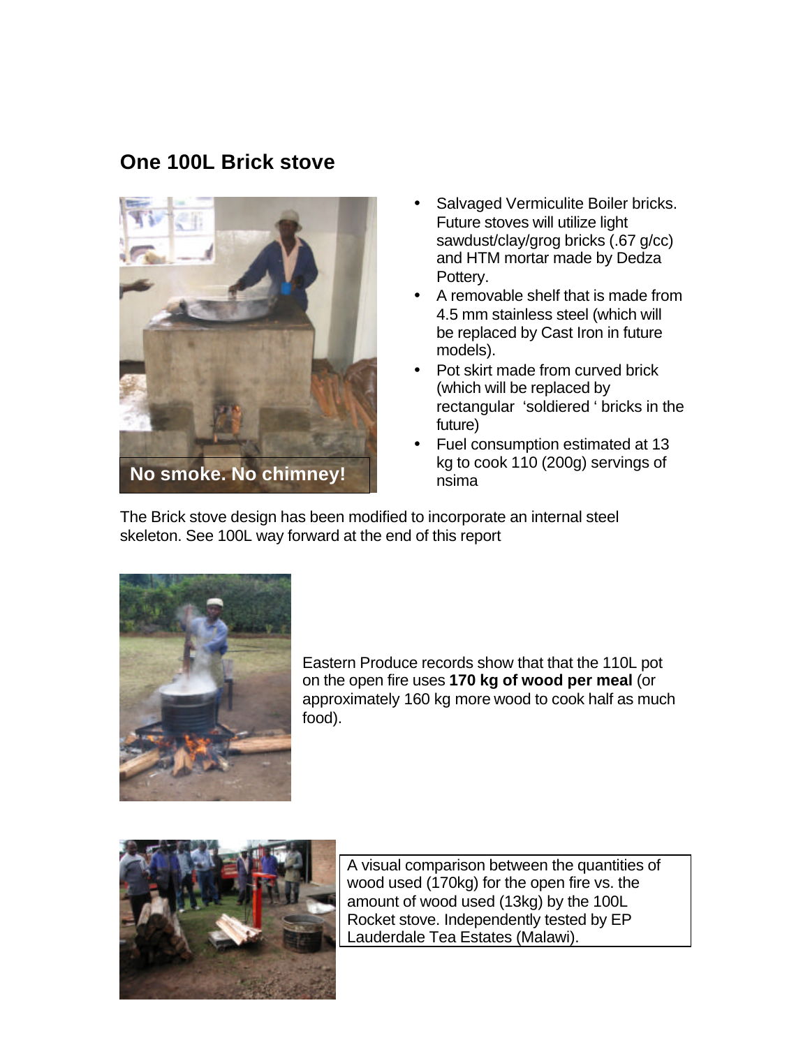## One 100L Brick stove

No smoke. No chimney!

- Salvaged Vermiculite Boiler bricks. Future stoves will utilize light sawdust/clay/grog bricks (.67 g/cc) and HTM mortar made by Dedza Pottery.
- A removable shelf that is made from 4.5 mm stainless steel (which will be replaced by Cast Iron in future models).
- Pot skirt made from curved brick (which will be replaced by rectangular 'soldiered ' bricks in the future)
- Fuel consumption estimated at 13 kg to cook 110 (200g) servings of nsima

The Brick stove design has been modified to incorporate an internal steel skeleton. See 100L way forward at the end of this report

Eastern Produce records show that that the 110L pot on the open fire uses **170 kg of wood per meal** (or approximately 160 kg more wood to cook half as much food).

A visual comparison between the quantities of wood used (170kg) for the open fire vs. the amount of wood used (13kg) by the 100L Rocket stove. Independently tested by EP Lauderdale Tea Estates (Malawi).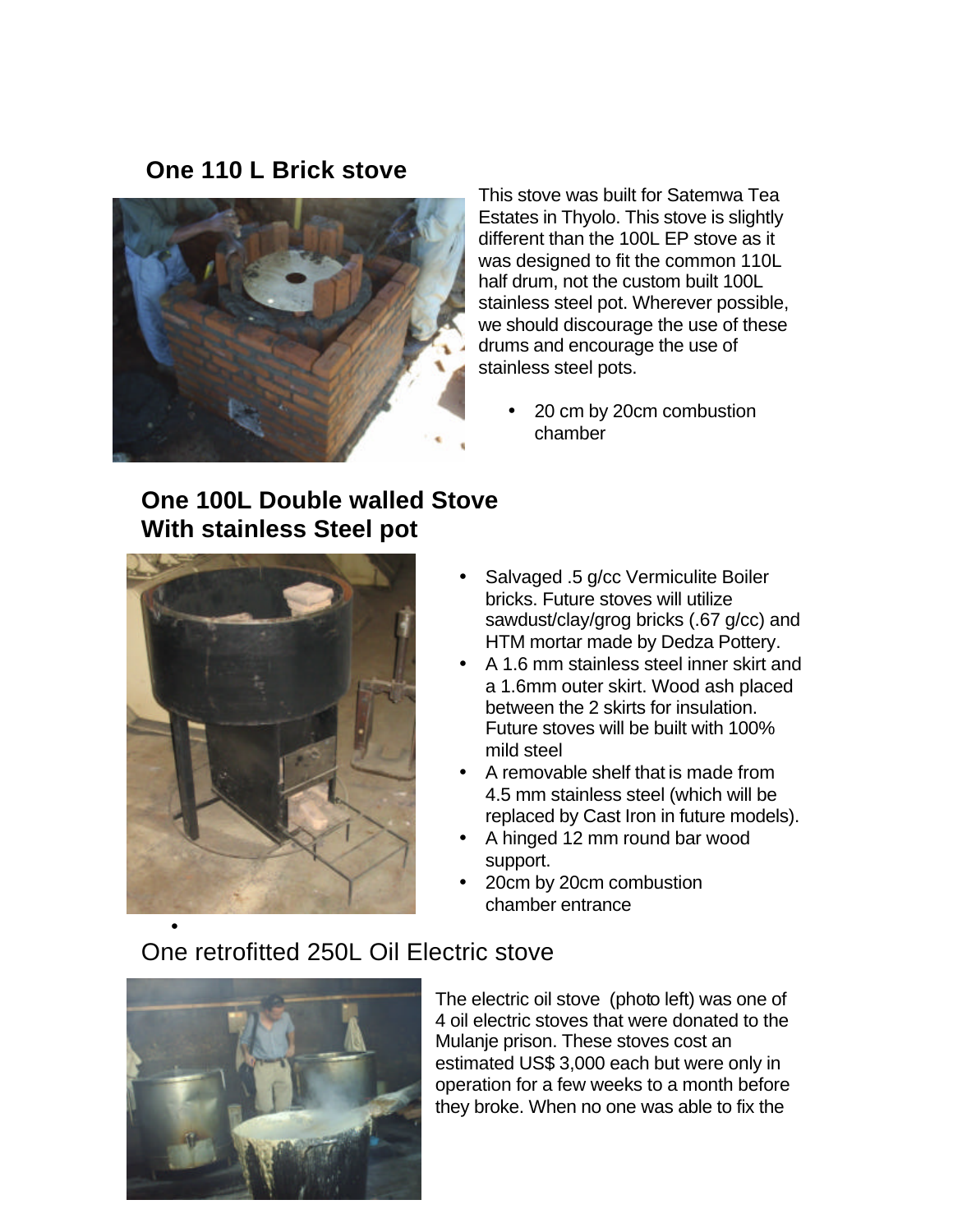## One 110 L Brick stove

This stove was built for Satemwa Tea Estates in Thyolo. This stove is slightly different than the 100L EP stove as it was designed to fit the common 110L half drum, not the custom built 100L stainless steel pot. Wherever possible, we should discourage the use of these drums and encourage the use of stainless steel pots.

- 20 cm by 20cm combustion chamber

## One 100L Double walled Stove With stainless Steel pot

- Salvaged .5 g/cc Vermiculite Boiler bricks. Future stoves will utilize sawdust/clay/grog bricks (.67 g/cc) and HTM mortar made by Dedza Pottery.
- A 1.6 mm stainless steel inner skirt and a 1.6mm outer skirt. Wood ash placed between the 2 skirts for insulation. Future stoves will be built with 100% mild steel
- A removable shelf that is made from 4.5 mm stainless steel (which will be replaced by Cast Iron in future models).
- A hinged 12 mm round bar wood support.
- 20cm by 20cm combustion chamber entrance

## One retrofitted 250L Oil Electric stove

The electric oil stove (photo left) was one of 4 oil electric stoves that were donated to the Mulanje prison. These stoves cost an estimated US$ 3,000 each but were only in operation for a few weeks to a month before they broke. When no one was able to fix the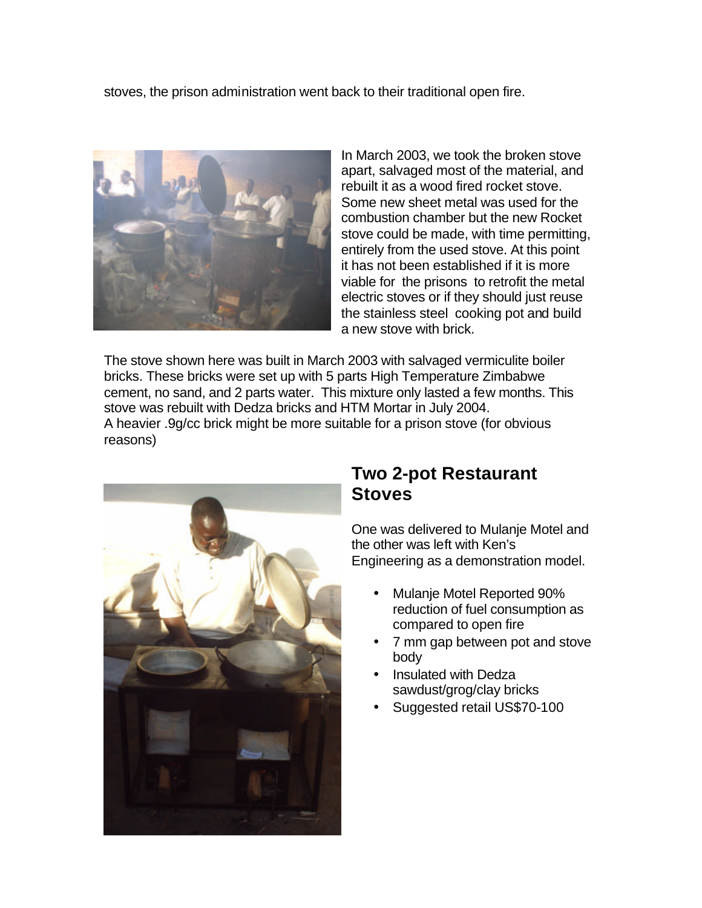stoves, the prison administration went back to their traditional open fire.

In March 2003, we took the broken stove apart, salvaged most of the material, and rebuilt it as a wood fired rocket stove. Some new sheet metal was used for the combustion chamber but the new Rocket stove could be made, with time permitting, entirely from the used stove. At this point it has not been established if it is more viable for the prisons to retrofit the metal electric stoves or if they should just reuse the stainless steel cooking pot and build a new stove with brick.

The stove shown here was built in March 2003 with salvaged vermiculite boiler bricks. These bricks were set up with 5 parts High Temperature Zimbabwe cement, no sand, and 2 parts water. This mixture only lasted a few months. This stove was rebuilt with Dedza bricks and HTM Mortar in July 2004.
A heavier .9g/cc brick might be more suitable for a prison stove (for obvious reasons)

## Two 2-pot Restaurant Stoves

One was delivered to Mulanje Motel and the other was left with Ken's Engineering as a demonstration model.

- Mulanje Motel Reported 90% reduction of fuel consumption as compared to open fire
- 7 mm gap between pot and stove body
- Insulated with Dedza sawdust/grog/clay bricks
- Suggested retail US$70-100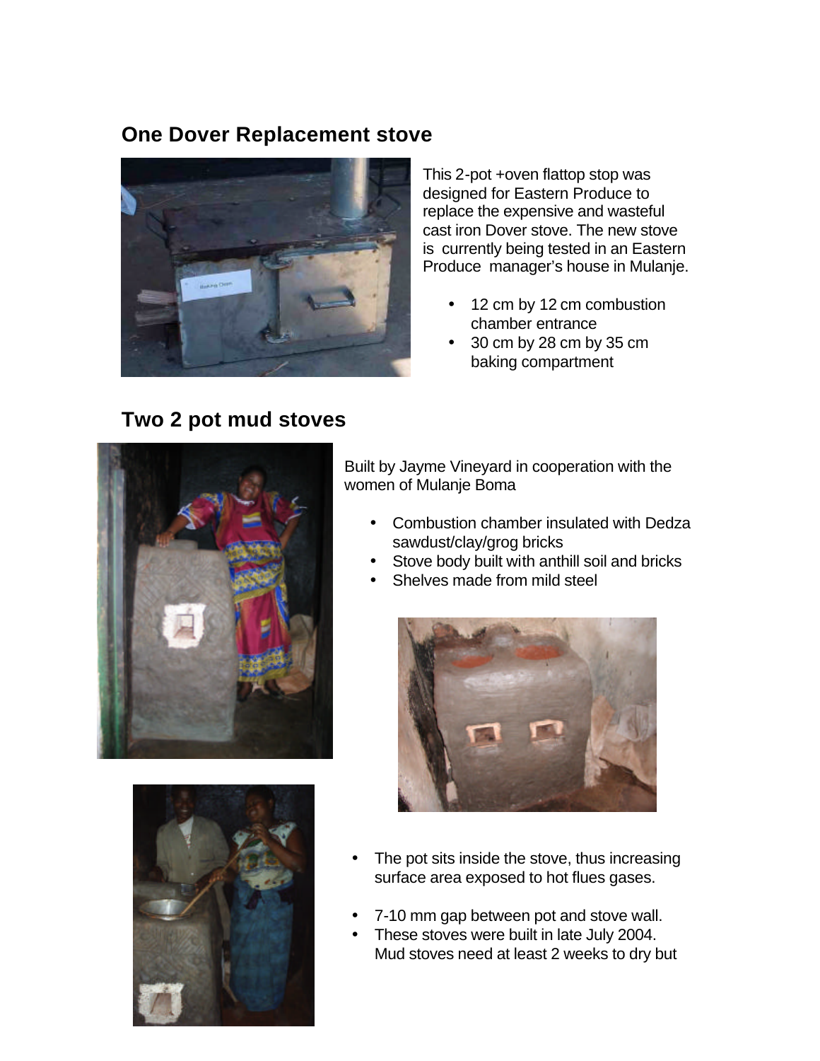## One Dover Replacement stove

This 2-pot +oven flattop stop was designed for Eastern Produce to replace the expensive and wasteful cast iron Dover stove. The new stove is currently being tested in an Eastern Produce manager's house in Mulanje.

- 12 cm by 12 cm combustion chamber entrance
- 30 cm by 28 cm by 35 cm baking compartment

## Two 2 pot mud stoves

Built by Jayme Vineyard in cooperation with the women of Mulanje Boma

- Combustion chamber insulated with Dedza sawdust/clay/grog bricks
- Stove body built with anthill soil and bricks
- Shelves made from mild steel

- The pot sits inside the stove, thus increasing surface area exposed to hot flues gases.
- 7-10 mm gap between pot and stove wall.
- These stoves were built in late July 2004. Mud stoves need at least 2 weeks to dry but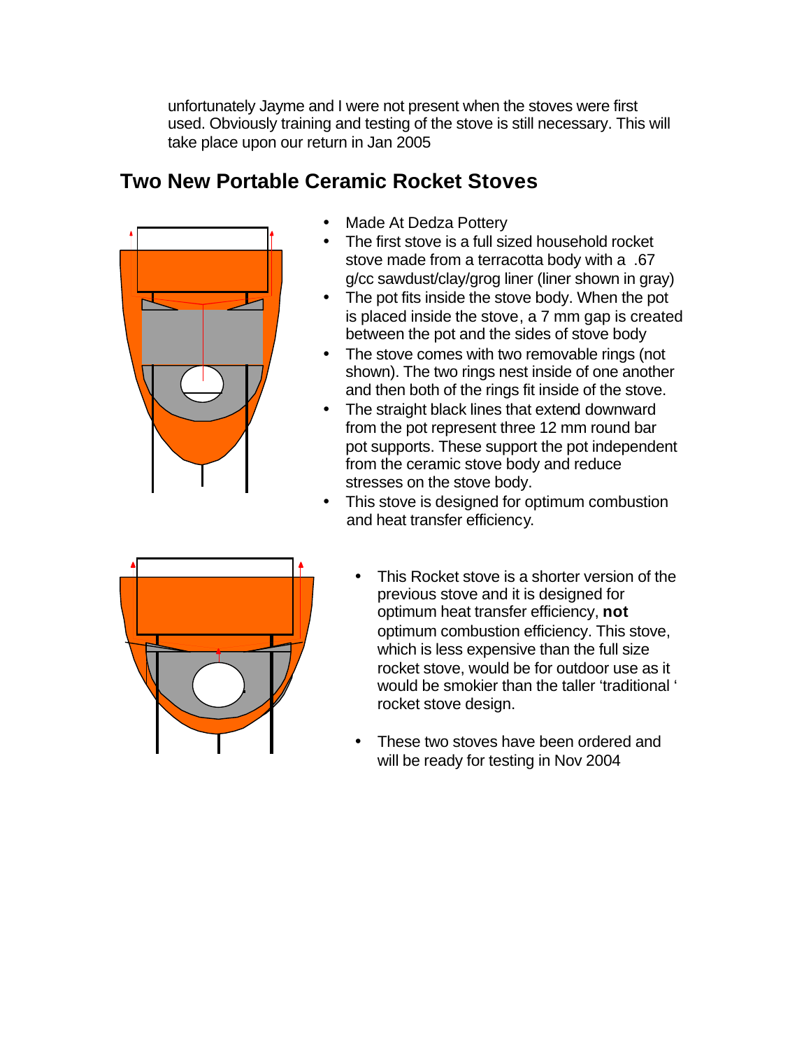unfortunately Jayme and I were not present when the stoves were first used. Obviously training and testing of the stove is still necessary. This will take place upon our return in Jan 2005

## Two New Portable Ceramic Rocket Stoves

- Made At Dedza Pottery
- The first stove is a full sized household rocket stove made from a terracotta body with a .67 g/cc sawdust/clay/grog liner (liner shown in gray)
- The pot fits inside the stove body. When the pot is placed inside the stove, a 7 mm gap is created between the pot and the sides of stove body
- The stove comes with two removable rings (not shown). The two rings nest inside of one another and then both of the rings fit inside of the stove.
- The straight black lines that extend downward from the pot represent three 12 mm round bar pot supports. These support the pot independent from the ceramic stove body and reduce stresses on the stove body.
- This stove is designed for optimum combustion and heat transfer efficiency.

- This Rocket stove is a shorter version of the previous stove and it is designed for optimum heat transfer efficiency, **not** optimum combustion efficiency. This stove, which is less expensive than the full size rocket stove, would be for outdoor use as it would be smokier than the taller 'traditional ' rocket stove design.

- These two stoves have been ordered and will be ready for testing in Nov 2004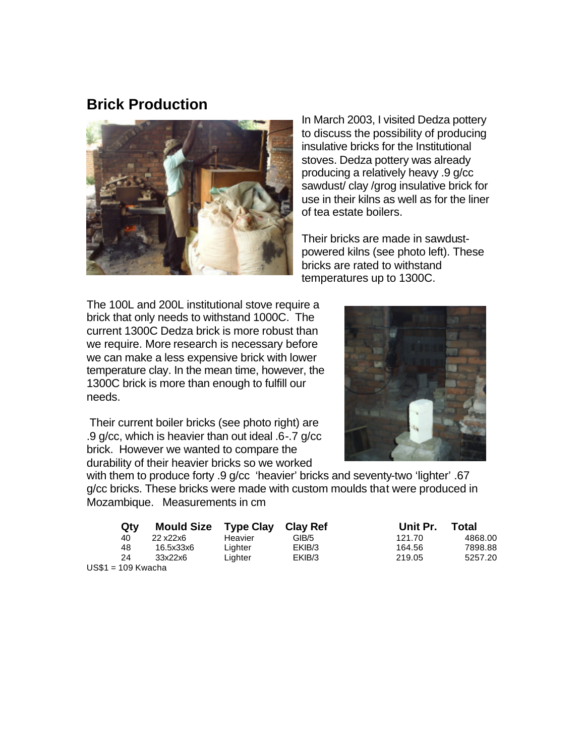## Brick Production

In March 2003, I visited Dedza pottery to discuss the possibility of producing insulative bricks for the Institutional stoves. Dedza pottery was already producing a relatively heavy .9 g/cc sawdust/ clay /grog insulative brick for use in their kilns as well as for the liner of tea estate boilers.

Their bricks are made in sawdust-powered kilns (see photo left). These bricks are rated to withstand temperatures up to 1300C.

The 100L and 200L institutional stove require a brick that only needs to withstand 1000C. The current 1300C Dedza brick is more robust than we require. More research is necessary before we can make a less expensive brick with lower temperature clay. In the mean time, however, the 1300C brick is more than enough to fulfill our needs.

Their current boiler bricks (see photo right) are .9 g/cc, which is heavier than out ideal .6-.7 g/cc brick. However we wanted to compare the durability of their heavier bricks so we worked with them to produce forty .9 g/cc 'heavier' bricks and seventy-two 'lighter' .67 g/cc bricks. These bricks were made with custom moulds that were produced in Mozambique. Measurements in cm

| Qty | Mould Size | Type Clay | Clay Ref | Unit Pr. | Total |
|---|---|---|---|---|---|
| 40 | 22 x22x6 | Heavier | GIB/5 | 121.70 | 4868.00 |
| 48 | 16.5x33x6 | Lighter | EKIB/3 | 164.56 | 7898.88 |
| 24 | 33x22x6 | Lighter | EKIB/3 | 219.05 | 5257.20 |

US$1 = 109 Kwacha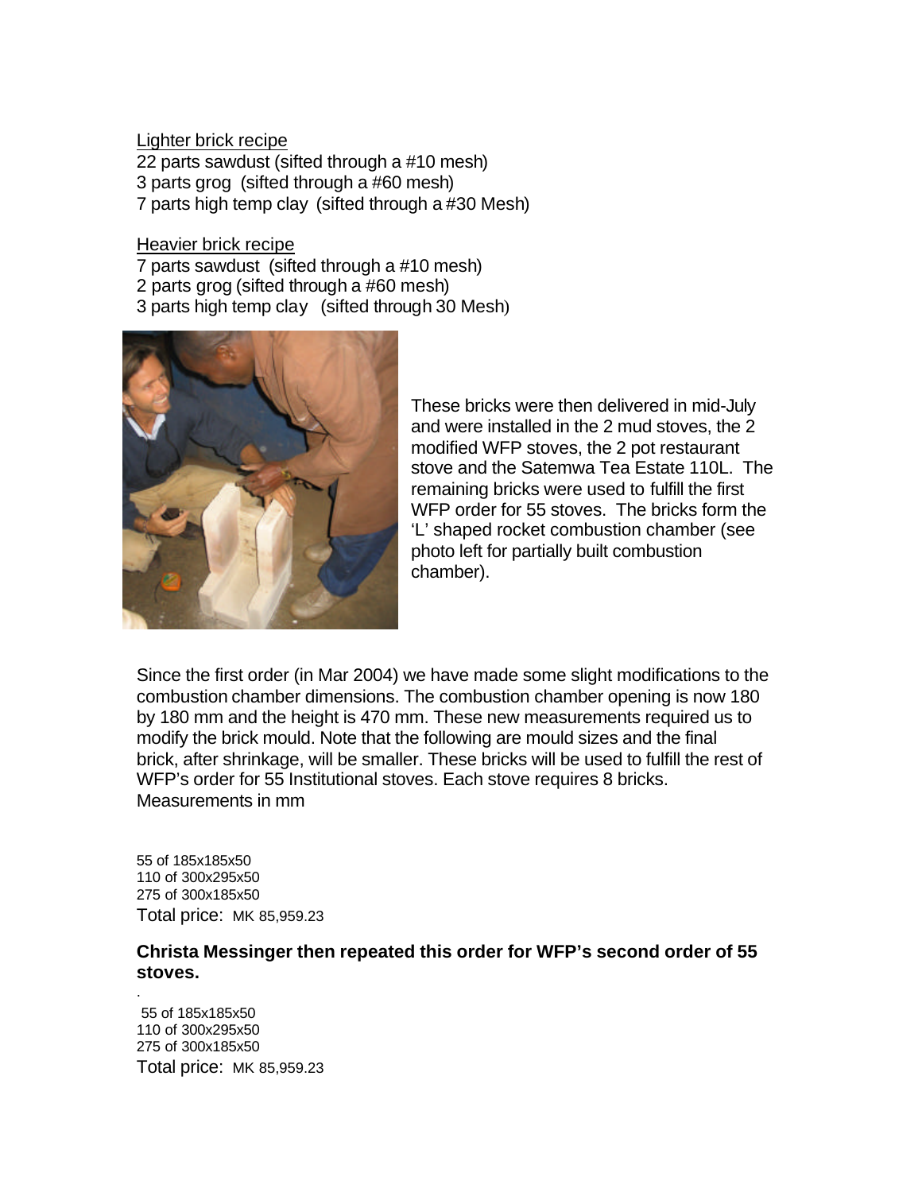Lighter brick recipe

22 parts sawdust (sifted through a #10 mesh)
3 parts grog (sifted through a #60 mesh)
7 parts high temp clay (sifted through a #30 Mesh)

Heavier brick recipe

7 parts sawdust (sifted through a #10 mesh)
2 parts grog (sifted through a #60 mesh)
3 parts high temp clay (sifted through 30 Mesh)

These bricks were then delivered in mid-July and were installed in the 2 mud stoves, the 2 modified WFP stoves, the 2 pot restaurant stove and the Satemwa Tea Estate 110L. The remaining bricks were used to fulfill the first WFP order for 55 stoves. The bricks form the 'L' shaped rocket combustion chamber (see photo left for partially built combustion chamber).

Since the first order (in Mar 2004) we have made some slight modifications to the combustion chamber dimensions. The combustion chamber opening is now 180 by 180 mm and the height is 470 mm. These new measurements required us to modify the brick mould. Note that the following are mould sizes and the final brick, after shrinkage, will be smaller. These bricks will be used to fulfill the rest of WFP's order for 55 Institutional stoves. Each stove requires 8 bricks. Measurements in mm

55 of 185x185x50
110 of 300x295x50
275 of 300x185x50
Total price: MK 85,959.23

**Christa Messinger then repeated this order for WFP's second order of 55 stoves.**

55 of 185x185x50
110 of 300x295x50
275 of 300x185x50
Total price: MK 85,959.23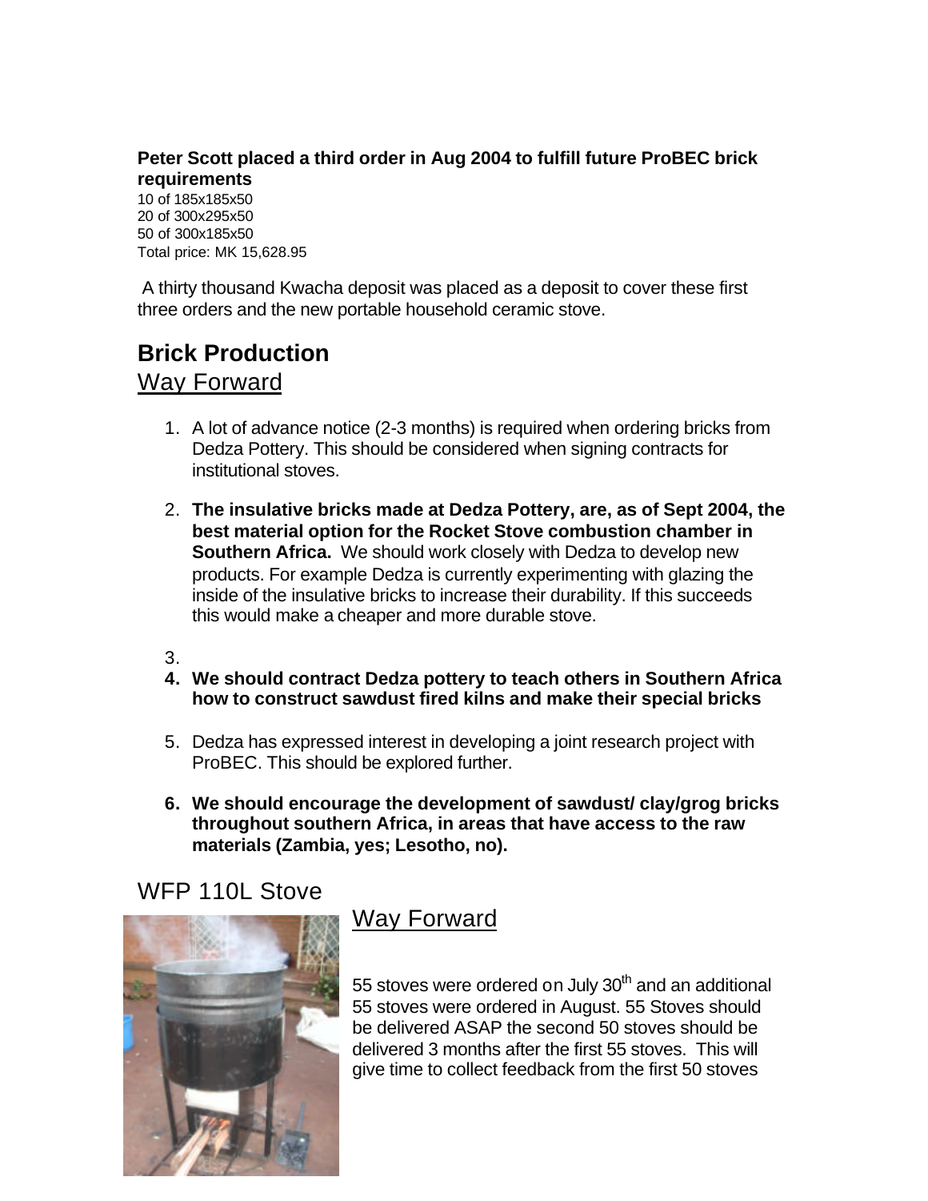**Peter Scott placed a third order in Aug 2004 to fulfill future ProBEC brick requirements**

10 of 185x185x50
20 of 300x295x50
50 of 300x185x50
Total price: MK 15,628.95

A thirty thousand Kwacha deposit was placed as a deposit to cover these first three orders and the new portable household ceramic stove.

## Brick Production

### Way Forward

1. A lot of advance notice (2-3 months) is required when ordering bricks from Dedza Pottery. This should be considered when signing contracts for institutional stoves.

2. **The insulative bricks made at Dedza Pottery, are, as of Sept 2004, the best material option for the Rocket Stove combustion chamber in Southern Africa.** We should work closely with Dedza to develop new products. For example Dedza is currently experimenting with glazing the inside of the insulative bricks to increase their durability. If this succeeds this would make a cheaper and more durable stove.

3. 
4. **We should contract Dedza pottery to teach others in Southern Africa how to construct sawdust fired kilns and make their special bricks**

5. Dedza has expressed interest in developing a joint research project with ProBEC. This should be explored further.

6. **We should encourage the development of sawdust/ clay/grog bricks throughout southern Africa, in areas that have access to the raw materials (Zambia, yes; Lesotho, no).**

## WFP 110L Stove

### Way Forward

55 stoves were ordered on July 30th and an additional 55 stoves were ordered in August. 55 Stoves should be delivered ASAP the second 50 stoves should be delivered 3 months after the first 55 stoves. This will give time to collect feedback from the first 50 stoves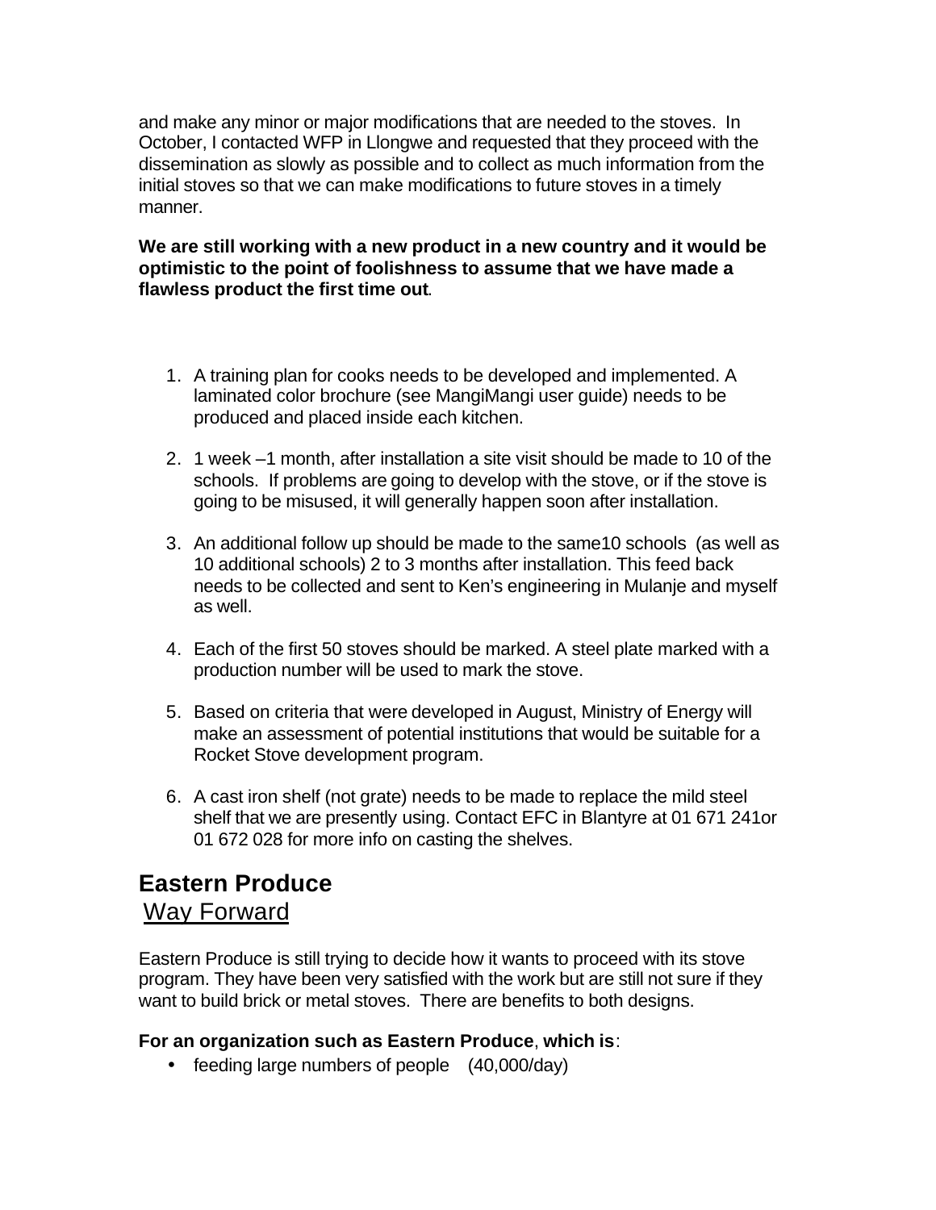and make any minor or major modifications that are needed to the stoves. In October, I contacted WFP in Llongwe and requested that they proceed with the dissemination as slowly as possible and to collect as much information from the initial stoves so that we can make modifications to future stoves in a timely manner.

**We are still working with a new product in a new country and it would be optimistic to the point of foolishness to assume that we have made a flawless product the first time out**.

1. A training plan for cooks needs to be developed and implemented. A laminated color brochure (see MangiMangi user guide) needs to be produced and placed inside each kitchen.

2. 1 week –1 month, after installation a site visit should be made to 10 of the schools. If problems are going to develop with the stove, or if the stove is going to be misused, it will generally happen soon after installation.

3. An additional follow up should be made to the same10 schools (as well as 10 additional schools) 2 to 3 months after installation. This feed back needs to be collected and sent to Ken's engineering in Mulanje and myself as well.

4. Each of the first 50 stoves should be marked. A steel plate marked with a production number will be used to mark the stove.

5. Based on criteria that were developed in August, Ministry of Energy will make an assessment of potential institutions that would be suitable for a Rocket Stove development program.

6. A cast iron shelf (not grate) needs to be made to replace the mild steel shelf that we are presently using. Contact EFC in Blantyre at 01 671 241or 01 672 028 for more info on casting the shelves.

## Eastern Produce

### Way Forward

Eastern Produce is still trying to decide how it wants to proceed with its stove program. They have been very satisfied with the work but are still not sure if they want to build brick or metal stoves. There are benefits to both designs.

**For an organization such as Eastern Produce**, **which is**:

- feeding large numbers of people (40,000/day)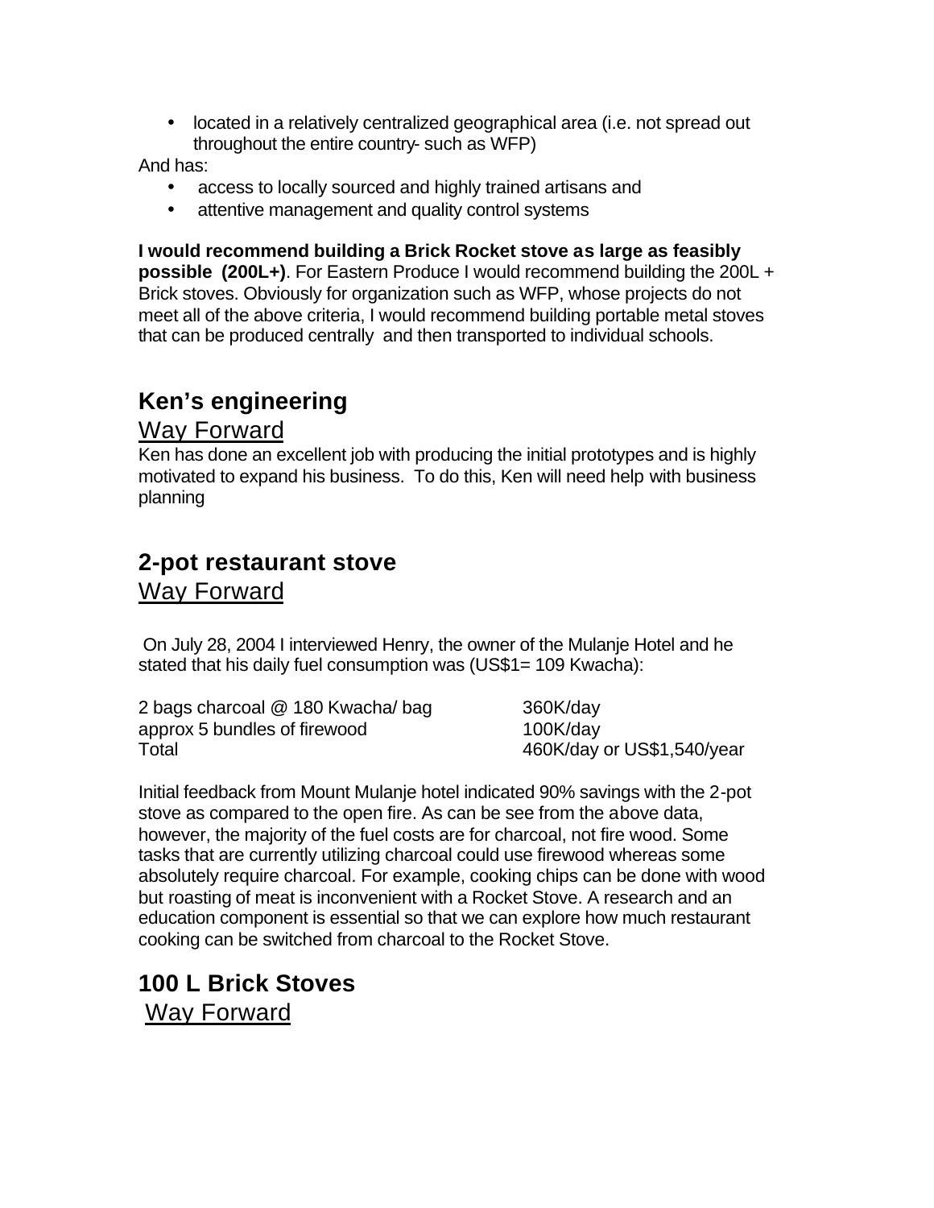- located in a relatively centralized geographical area (i.e. not spread out throughout the entire country- such as WFP)

And has:

- access to locally sourced and highly trained artisans and
- attentive management and quality control systems

**I would recommend building a Brick Rocket stove as large as feasibly possible (200L+)**. For Eastern Produce I would recommend building the 200L + Brick stoves. Obviously for organization such as WFP, whose projects do not meet all of the above criteria, I would recommend building portable metal stoves that can be produced centrally and then transported to individual schools.

## Ken's engineering

### Way Forward

Ken has done an excellent job with producing the initial prototypes and is highly motivated to expand his business. To do this, Ken will need help with business planning

## 2-pot restaurant stove

### Way Forward

On July 28, 2004 I interviewed Henry, the owner of the Mulanje Hotel and he stated that his daily fuel consumption was (US$1= 109 Kwacha):

| | |
|---|---|
| 2 bags charcoal @ 180 Kwacha/ bag | 360K/day |
| approx 5 bundles of firewood | 100K/day |
| Total | 460K/day or US$1,540/year |

Initial feedback from Mount Mulanje hotel indicated 90% savings with the 2-pot stove as compared to the open fire. As can be see from the above data, however, the majority of the fuel costs are for charcoal, not fire wood. Some tasks that are currently utilizing charcoal could use firewood whereas some absolutely require charcoal. For example, cooking chips can be done with wood but roasting of meat is inconvenient with a Rocket Stove. A research and an education component is essential so that we can explore how much restaurant cooking can be switched from charcoal to the Rocket Stove.

## 100 L Brick Stoves

### Way Forward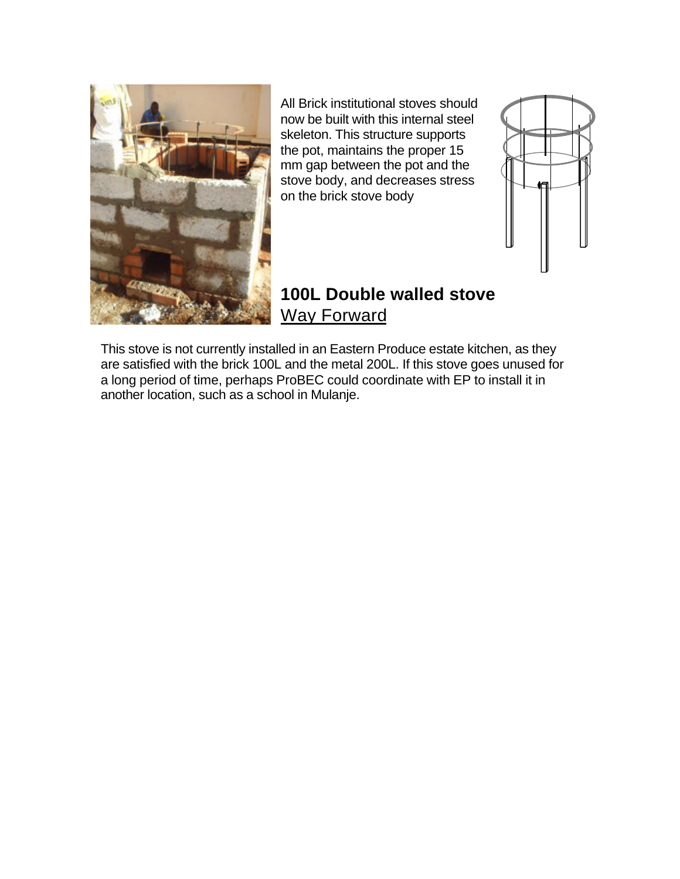All Brick institutional stoves should now be built with this internal steel skeleton. This structure supports the pot, maintains the proper 15 mm gap between the pot and the stove body, and decreases stress on the brick stove body

**100L Double walled stove**

<u>Way Forward</u>

This stove is not currently installed in an Eastern Produce estate kitchen, as they are satisfied with the brick 100L and the metal 200L. If this stove goes unused for a long period of time, perhaps ProBEC could coordinate with EP to install it in another location, such as a school in Mulanje.